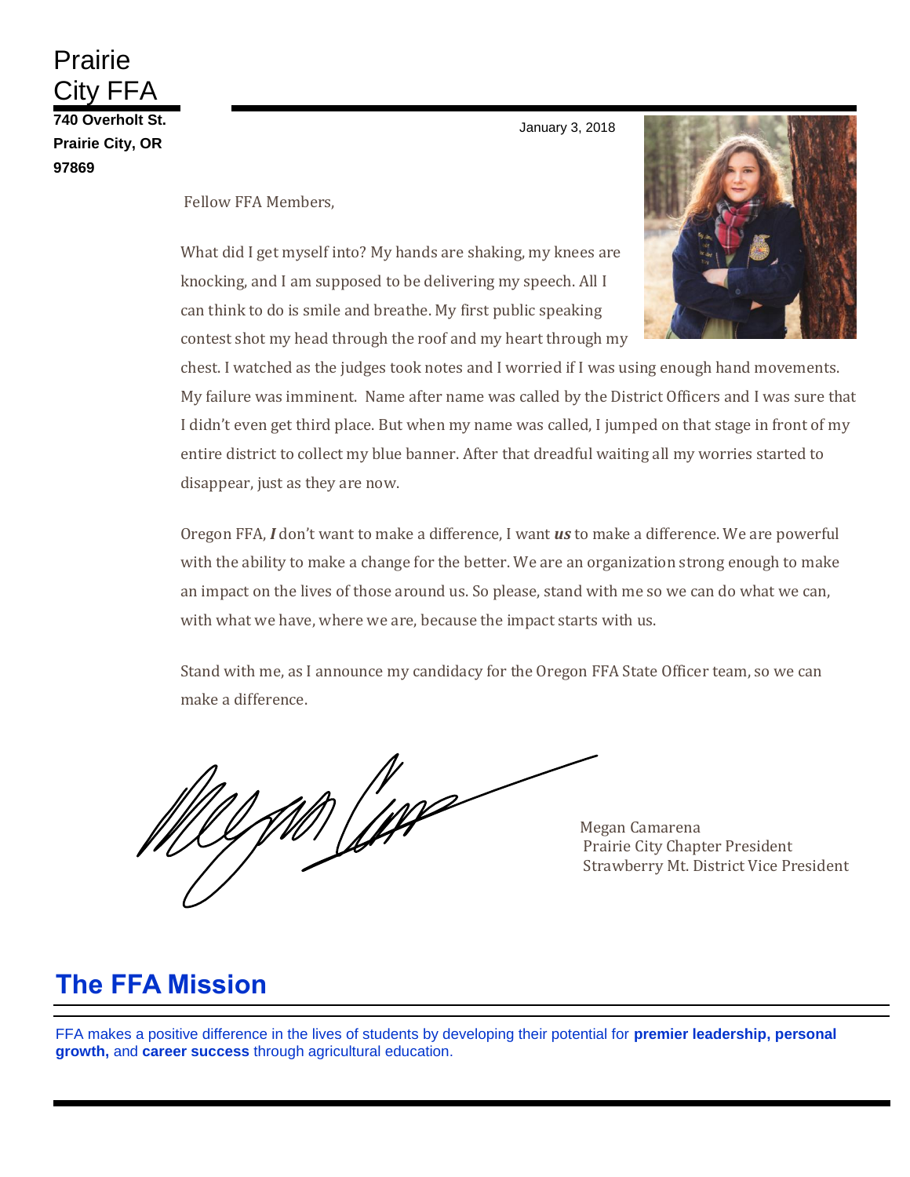# Prairie City FFA

**740 Overholt St.**
**Prairie City, OR 97869**

January 3, 2018

Fellow FFA Members,

What did I get myself into? My hands are shaking, my knees are knocking, and I am supposed to be delivering my speech. All I can think to do is smile and breathe. My first public speaking contest shot my head through the roof and my heart through my chest. I watched as the judges took notes and I worried if I was using enough hand movements. My failure was imminent. Name after name was called by the District Officers and I was sure that I didn't even get third place. But when my name was called, I jumped on that stage in front of my entire district to collect my blue banner. After that dreadful waiting all my worries started to disappear, just as they are now.

Oregon FFA, ***I*** don't want to make a difference, I want ***us*** to make a difference. We are powerful with the ability to make a change for the better. We are an organization strong enough to make an impact on the lives of those around us. So please, stand with me so we can do what we can, with what we have, where we are, because the impact starts with us.

Stand with me, as I announce my candidacy for the Oregon FFA State Officer team, so we can make a difference.

Megan Camarena
Prairie City Chapter President
Strawberry Mt. District Vice President

## The FFA Mission

FFA makes a positive difference in the lives of students by developing their potential for **premier leadership, personal growth,** and **career success** through agricultural education.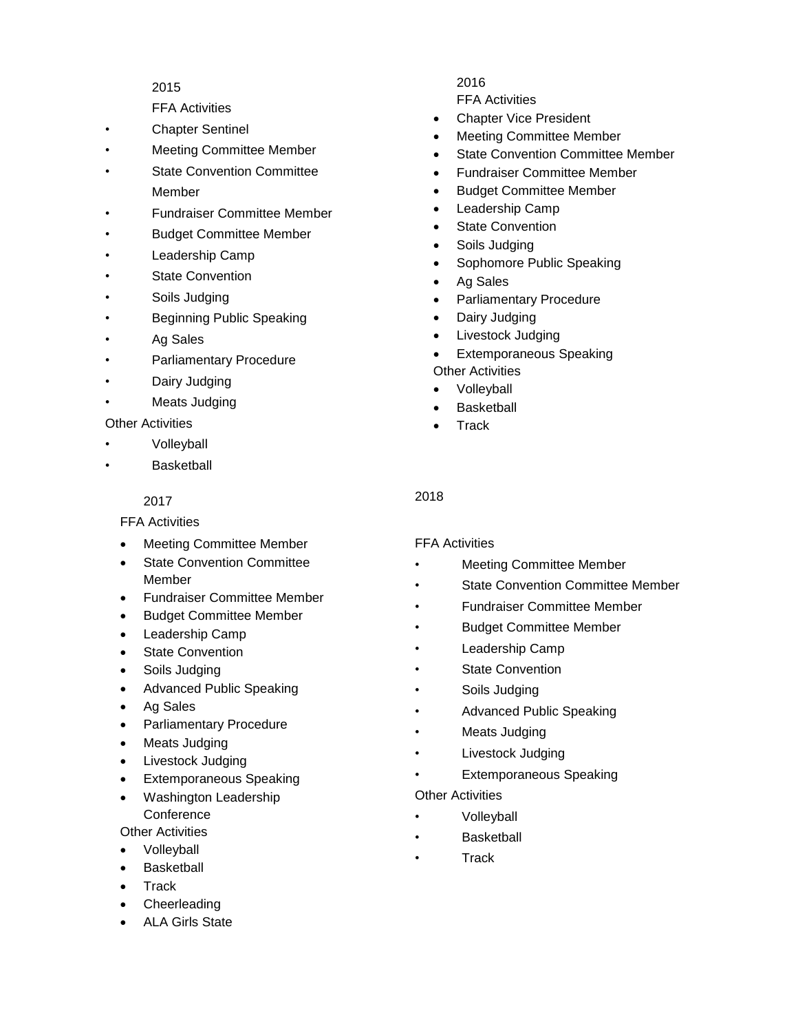2015

FFA Activities

- Chapter Sentinel
- Meeting Committee Member
- State Convention Committee Member
- Fundraiser Committee Member
- Budget Committee Member
- Leadership Camp
- State Convention
- Soils Judging
- Beginning Public Speaking
- Ag Sales
- Parliamentary Procedure
- Dairy Judging
- Meats Judging

Other Activities

- Volleyball
- Basketball

2016

FFA Activities

- Chapter Vice President
- Meeting Committee Member
- State Convention Committee Member
- Fundraiser Committee Member
- Budget Committee Member
- Leadership Camp
- State Convention
- Soils Judging
- Sophomore Public Speaking
- Ag Sales
- Parliamentary Procedure
- Dairy Judging
- Livestock Judging
- Extemporaneous Speaking

Other Activities

- Volleyball
- Basketball
- Track

2017

FFA Activities

- Meeting Committee Member
- State Convention Committee Member
- Fundraiser Committee Member
- Budget Committee Member
- Leadership Camp
- State Convention
- Soils Judging
- Advanced Public Speaking
- Ag Sales
- Parliamentary Procedure
- Meats Judging
- Livestock Judging
- Extemporaneous Speaking
- Washington Leadership Conference

Other Activities

- Volleyball
- Basketball
- Track
- Cheerleading
- ALA Girls State

2018

FFA Activities

- Meeting Committee Member
- State Convention Committee Member
- Fundraiser Committee Member
- Budget Committee Member
- Leadership Camp
- State Convention
- Soils Judging
- Advanced Public Speaking
- Meats Judging
- Livestock Judging
- Extemporaneous Speaking

Other Activities

- Volleyball
- Basketball
- Track